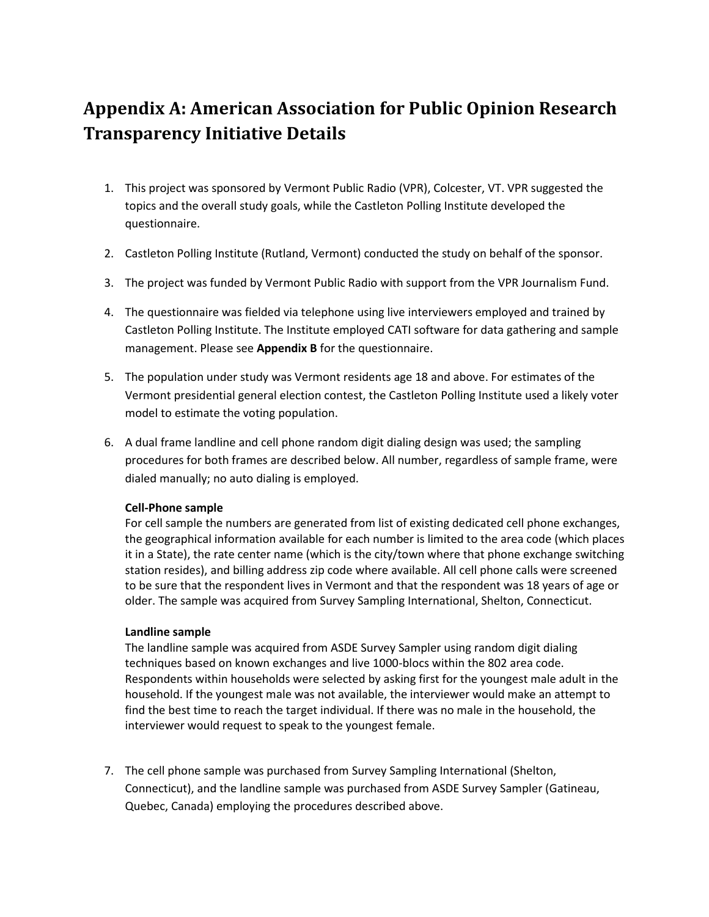# Appendix A: American Association for Public Opinion Research Transparency Initiative Details

1. This project was sponsored by Vermont Public Radio (VPR), Colcester, VT. VPR suggested the topics and the overall study goals, while the Castleton Polling Institute developed the questionnaire.

2. Castleton Polling Institute (Rutland, Vermont) conducted the study on behalf of the sponsor.

3. The project was funded by Vermont Public Radio with support from the VPR Journalism Fund.

4. The questionnaire was fielded via telephone using live interviewers employed and trained by Castleton Polling Institute. The Institute employed CATI software for data gathering and sample management. Please see **Appendix B** for the questionnaire.

5. The population under study was Vermont residents age 18 and above. For estimates of the Vermont presidential general election contest, the Castleton Polling Institute used a likely voter model to estimate the voting population.

6. A dual frame landline and cell phone random digit dialing design was used; the sampling procedures for both frames are described below. All number, regardless of sample frame, were dialed manually; no auto dialing is employed.

   **Cell-Phone sample**
   For cell sample the numbers are generated from list of existing dedicated cell phone exchanges, the geographical information available for each number is limited to the area code (which places it in a State), the rate center name (which is the city/town where that phone exchange switching station resides), and billing address zip code where available. All cell phone calls were screened to be sure that the respondent lives in Vermont and that the respondent was 18 years of age or older. The sample was acquired from Survey Sampling International, Shelton, Connecticut.

   **Landline sample**
   The landline sample was acquired from ASDE Survey Sampler using random digit dialing techniques based on known exchanges and live 1000-blocs within the 802 area code. Respondents within households were selected by asking first for the youngest male adult in the household. If the youngest male was not available, the interviewer would make an attempt to find the best time to reach the target individual. If there was no male in the household, the interviewer would request to speak to the youngest female.

7. The cell phone sample was purchased from Survey Sampling International (Shelton, Connecticut), and the landline sample was purchased from ASDE Survey Sampler (Gatineau, Quebec, Canada) employing the procedures described above.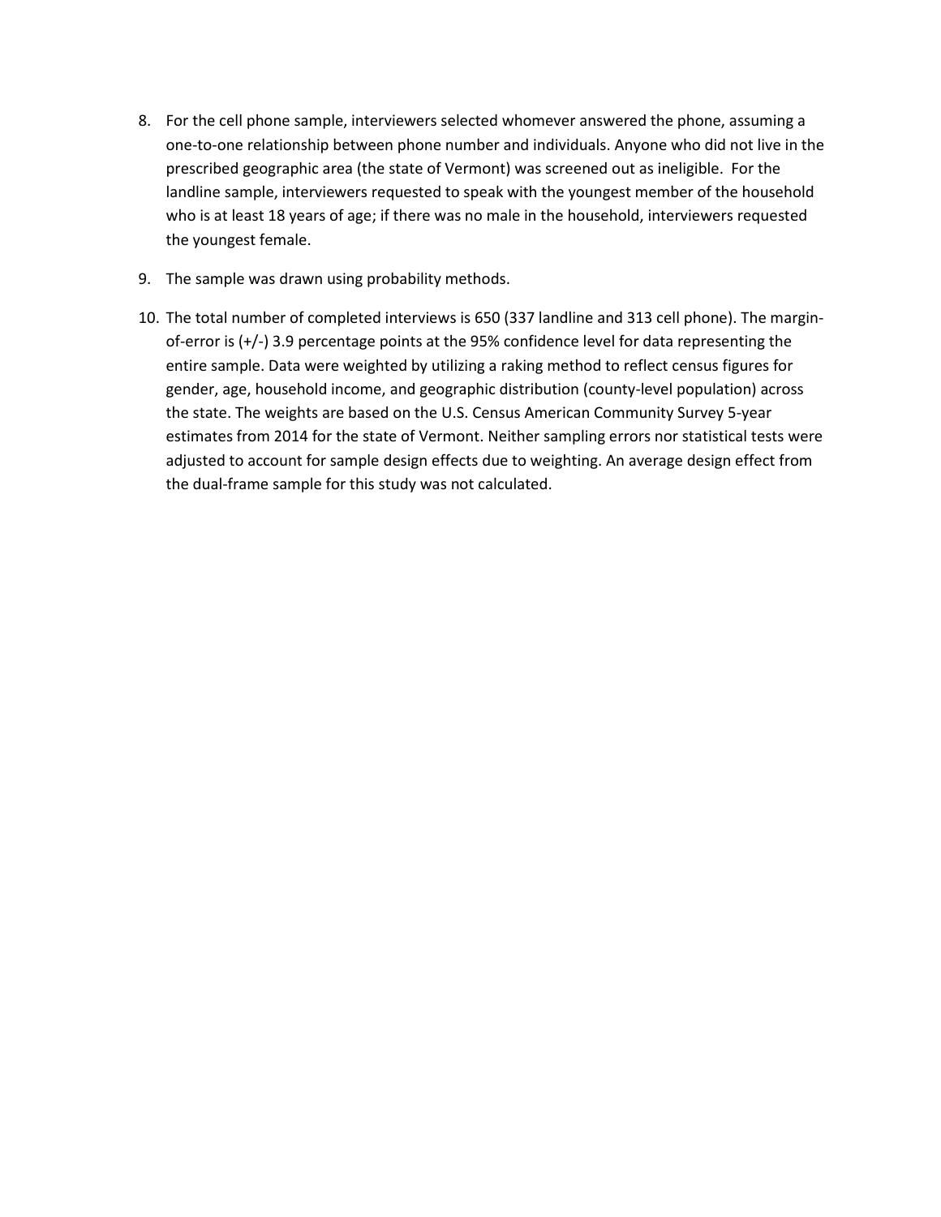8. For the cell phone sample, interviewers selected whomever answered the phone, assuming a one-to-one relationship between phone number and individuals. Anyone who did not live in the prescribed geographic area (the state of Vermont) was screened out as ineligible. For the landline sample, interviewers requested to speak with the youngest member of the household who is at least 18 years of age; if there was no male in the household, interviewers requested the youngest female.

9. The sample was drawn using probability methods.

10. The total number of completed interviews is 650 (337 landline and 313 cell phone). The margin-of-error is (+/-) 3.9 percentage points at the 95% confidence level for data representing the entire sample. Data were weighted by utilizing a raking method to reflect census figures for gender, age, household income, and geographic distribution (county-level population) across the state. The weights are based on the U.S. Census American Community Survey 5-year estimates from 2014 for the state of Vermont. Neither sampling errors nor statistical tests were adjusted to account for sample design effects due to weighting. An average design effect from the dual-frame sample for this study was not calculated.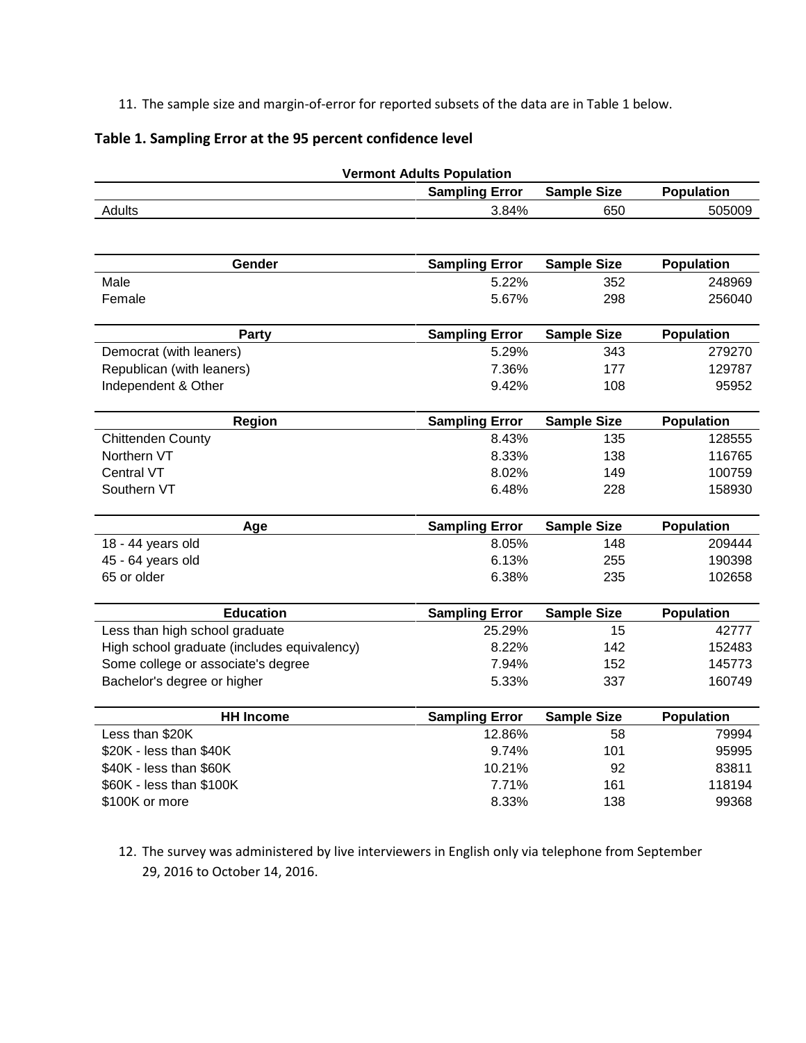11. The sample size and margin-of-error for reported subsets of the data are in Table 1 below.

**Table 1. Sampling Error at the 95 percent confidence level**

| Vermont Adults Population | Sampling Error | Sample Size | Population |
|---|---|---|---|
| Adults | 3.84% | 650 | 505009 |

| Gender | Sampling Error | Sample Size | Population |
|---|---|---|---|
| Male | 5.22% | 352 | 248969 |
| Female | 5.67% | 298 | 256040 |

| Party | Sampling Error | Sample Size | Population |
|---|---|---|---|
| Democrat (with leaners) | 5.29% | 343 | 279270 |
| Republican (with leaners) | 7.36% | 177 | 129787 |
| Independent & Other | 9.42% | 108 | 95952 |

| Region | Sampling Error | Sample Size | Population |
|---|---|---|---|
| Chittenden County | 8.43% | 135 | 128555 |
| Northern VT | 8.33% | 138 | 116765 |
| Central VT | 8.02% | 149 | 100759 |
| Southern VT | 6.48% | 228 | 158930 |

| Age | Sampling Error | Sample Size | Population |
|---|---|---|---|
| 18 - 44 years old | 8.05% | 148 | 209444 |
| 45 - 64 years old | 6.13% | 255 | 190398 |
| 65 or older | 6.38% | 235 | 102658 |

| Education | Sampling Error | Sample Size | Population |
|---|---|---|---|
| Less than high school graduate | 25.29% | 15 | 42777 |
| High school graduate (includes equivalency) | 8.22% | 142 | 152483 |
| Some college or associate's degree | 7.94% | 152 | 145773 |
| Bachelor's degree or higher | 5.33% | 337 | 160749 |

| HH Income | Sampling Error | Sample Size | Population |
|---|---|---|---|
| Less than $20K | 12.86% | 58 | 79994 |
| $20K - less than $40K | 9.74% | 101 | 95995 |
| $40K - less than $60K | 10.21% | 92 | 83811 |
| $60K - less than $100K | 7.71% | 161 | 118194 |
| $100K or more | 8.33% | 138 | 99368 |

12. The survey was administered by live interviewers in English only via telephone from September 29, 2016 to October 14, 2016.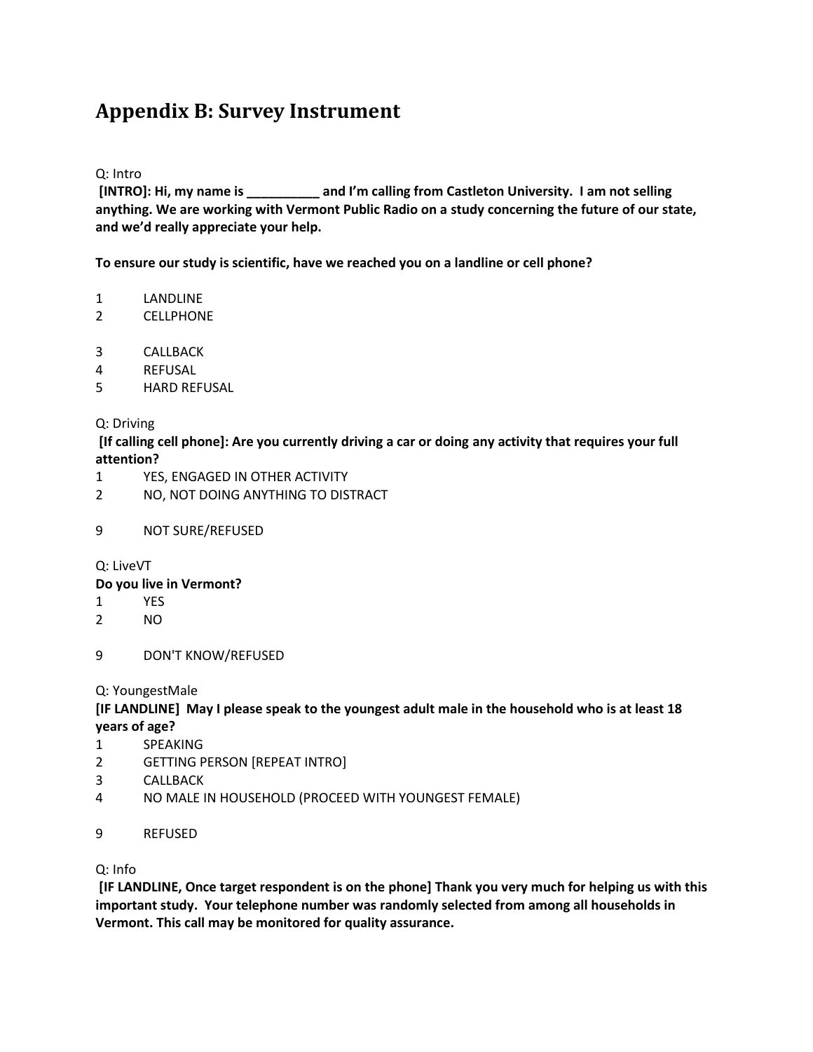# Appendix B: Survey Instrument

Q: Intro

**[INTRO]: Hi, my name is __________ and I'm calling from Castleton University. I am not selling anything. We are working with Vermont Public Radio on a study concerning the future of our state, and we'd really appreciate your help.**

**To ensure our study is scientific, have we reached you on a landline or cell phone?**

1 LANDLINE
2 CELLPHONE

3 CALLBACK
4 REFUSAL
5 HARD REFUSAL

Q: Driving

**[If calling cell phone]: Are you currently driving a car or doing any activity that requires your full attention?**

1 YES, ENGAGED IN OTHER ACTIVITY
2 NO, NOT DOING ANYTHING TO DISTRACT

9 NOT SURE/REFUSED

Q: LiveVT

**Do you live in Vermont?**

1 YES
2 NO

9 DON'T KNOW/REFUSED

Q: YoungestMale

**[IF LANDLINE] May I please speak to the youngest adult male in the household who is at least 18 years of age?**

1 SPEAKING
2 GETTING PERSON [REPEAT INTRO]
3 CALLBACK
4 NO MALE IN HOUSEHOLD (PROCEED WITH YOUNGEST FEMALE)

9 REFUSED

Q: Info

**[IF LANDLINE, Once target respondent is on the phone] Thank you very much for helping us with this important study. Your telephone number was randomly selected from among all households in Vermont. This call may be monitored for quality assurance.**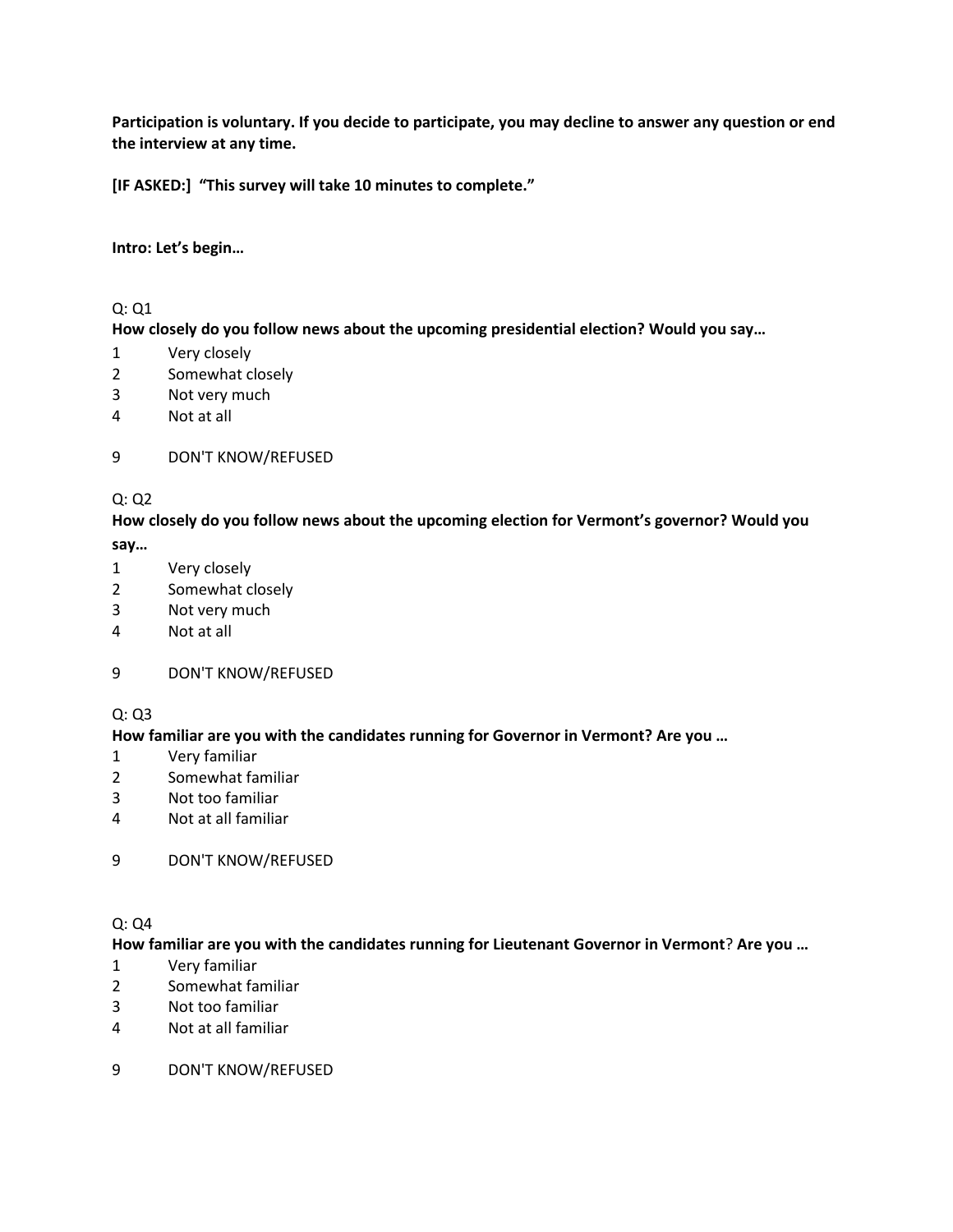**Participation is voluntary. If you decide to participate, you may decline to answer any question or end the interview at any time.**

**[IF ASKED:] "This survey will take 10 minutes to complete."**

**Intro: Let's begin…**

Q: Q1

**How closely do you follow news about the upcoming presidential election? Would you say…**

1 Very closely
2 Somewhat closely
3 Not very much
4 Not at all

9 DON'T KNOW/REFUSED

Q: Q2

**How closely do you follow news about the upcoming election for Vermont's governor? Would you say…**

1 Very closely
2 Somewhat closely
3 Not very much
4 Not at all

9 DON'T KNOW/REFUSED

Q: Q3

**How familiar are you with the candidates running for Governor in Vermont? Are you …**

1 Very familiar
2 Somewhat familiar
3 Not too familiar
4 Not at all familiar

9 DON'T KNOW/REFUSED

Q: Q4

**How familiar are you with the candidates running for Lieutenant Governor in Vermont**? **Are you …**

1 Very familiar
2 Somewhat familiar
3 Not too familiar
4 Not at all familiar

9 DON'T KNOW/REFUSED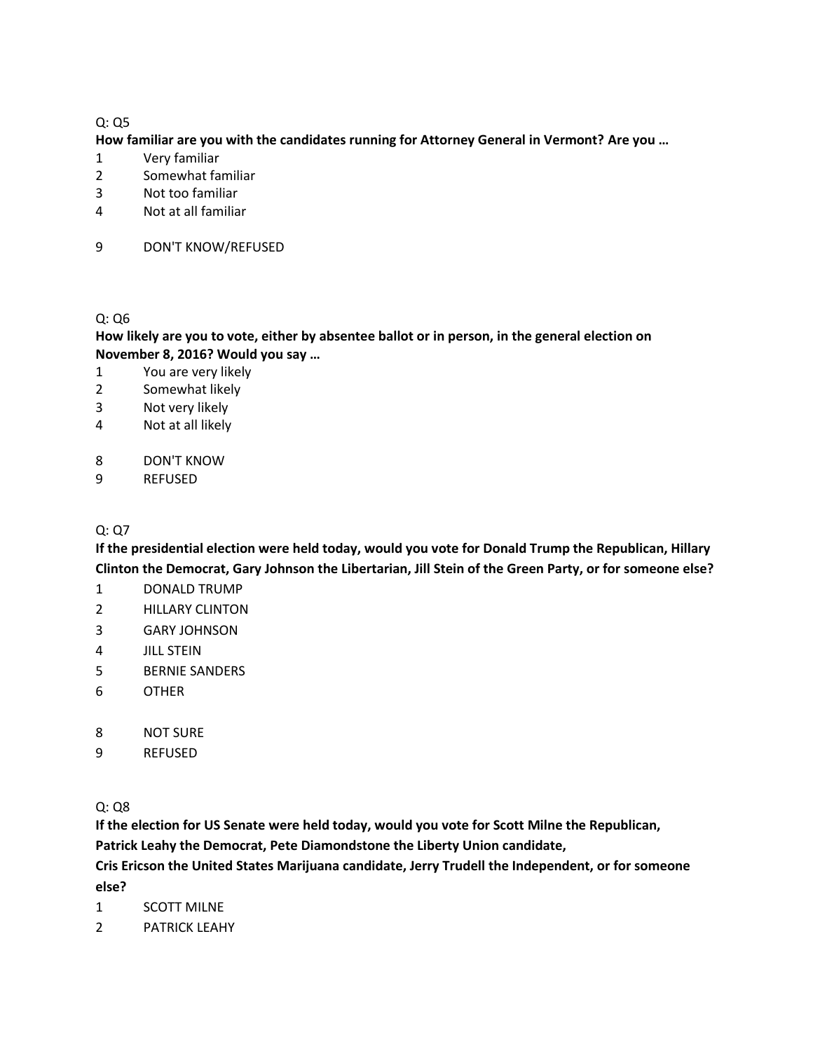Q: Q5

**How familiar are you with the candidates running for Attorney General in Vermont? Are you …**

1 Very familiar
2 Somewhat familiar
3 Not too familiar
4 Not at all familiar

9 DON'T KNOW/REFUSED

Q: Q6

**How likely are you to vote, either by absentee ballot or in person, in the general election on November 8, 2016? Would you say …**

1 You are very likely
2 Somewhat likely
3 Not very likely
4 Not at all likely

8 DON'T KNOW
9 REFUSED

Q: Q7

**If the presidential election were held today, would you vote for Donald Trump the Republican, Hillary Clinton the Democrat, Gary Johnson the Libertarian, Jill Stein of the Green Party, or for someone else?**

1 DONALD TRUMP
2 HILLARY CLINTON
3 GARY JOHNSON
4 JILL STEIN
5 BERNIE SANDERS
6 OTHER

8 NOT SURE
9 REFUSED

Q: Q8

**If the election for US Senate were held today, would you vote for Scott Milne the Republican, Patrick Leahy the Democrat, Pete Diamondstone the Liberty Union candidate, Cris Ericson the United States Marijuana candidate, Jerry Trudell the Independent, or for someone else?**

1 SCOTT MILNE
2 PATRICK LEAHY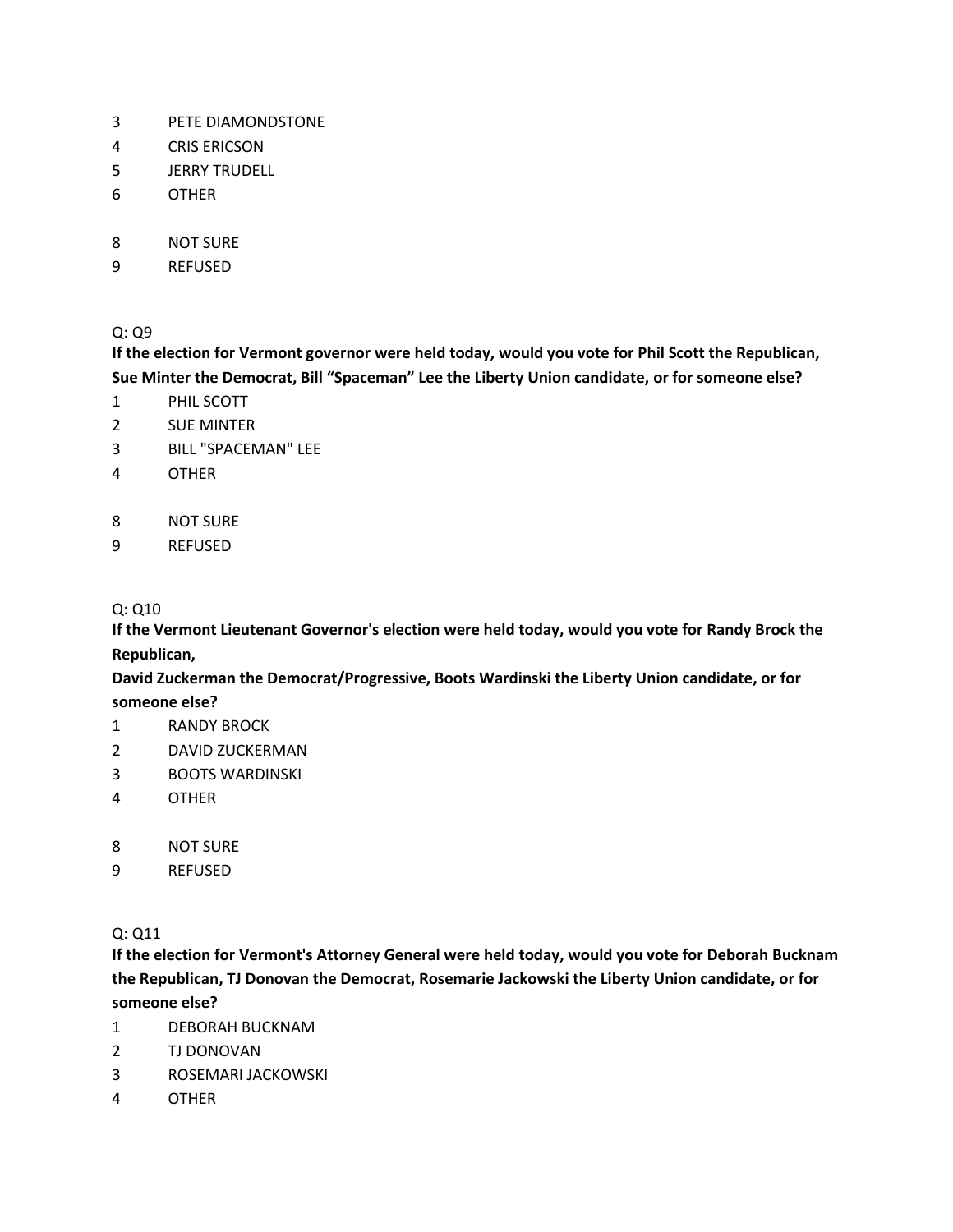3 PETE DIAMONDSTONE
4 CRIS ERICSON
5 JERRY TRUDELL
6 OTHER

8 NOT SURE
9 REFUSED

Q: Q9

**If the election for Vermont governor were held today, would you vote for Phil Scott the Republican, Sue Minter the Democrat, Bill "Spaceman" Lee the Liberty Union candidate, or for someone else?**

1 PHIL SCOTT
2 SUE MINTER
3 BILL "SPACEMAN" LEE
4 OTHER

8 NOT SURE
9 REFUSED

Q: Q10

**If the Vermont Lieutenant Governor's election were held today, would you vote for Randy Brock the Republican,**
**David Zuckerman the Democrat/Progressive, Boots Wardinski the Liberty Union candidate, or for someone else?**

1 RANDY BROCK
2 DAVID ZUCKERMAN
3 BOOTS WARDINSKI
4 OTHER

8 NOT SURE
9 REFUSED

Q: Q11

**If the election for Vermont's Attorney General were held today, would you vote for Deborah Bucknam the Republican, TJ Donovan the Democrat, Rosemarie Jackowski the Liberty Union candidate, or for someone else?**

1 DEBORAH BUCKNAM
2 TJ DONOVAN
3 ROSEMARI JACKOWSKI
4 OTHER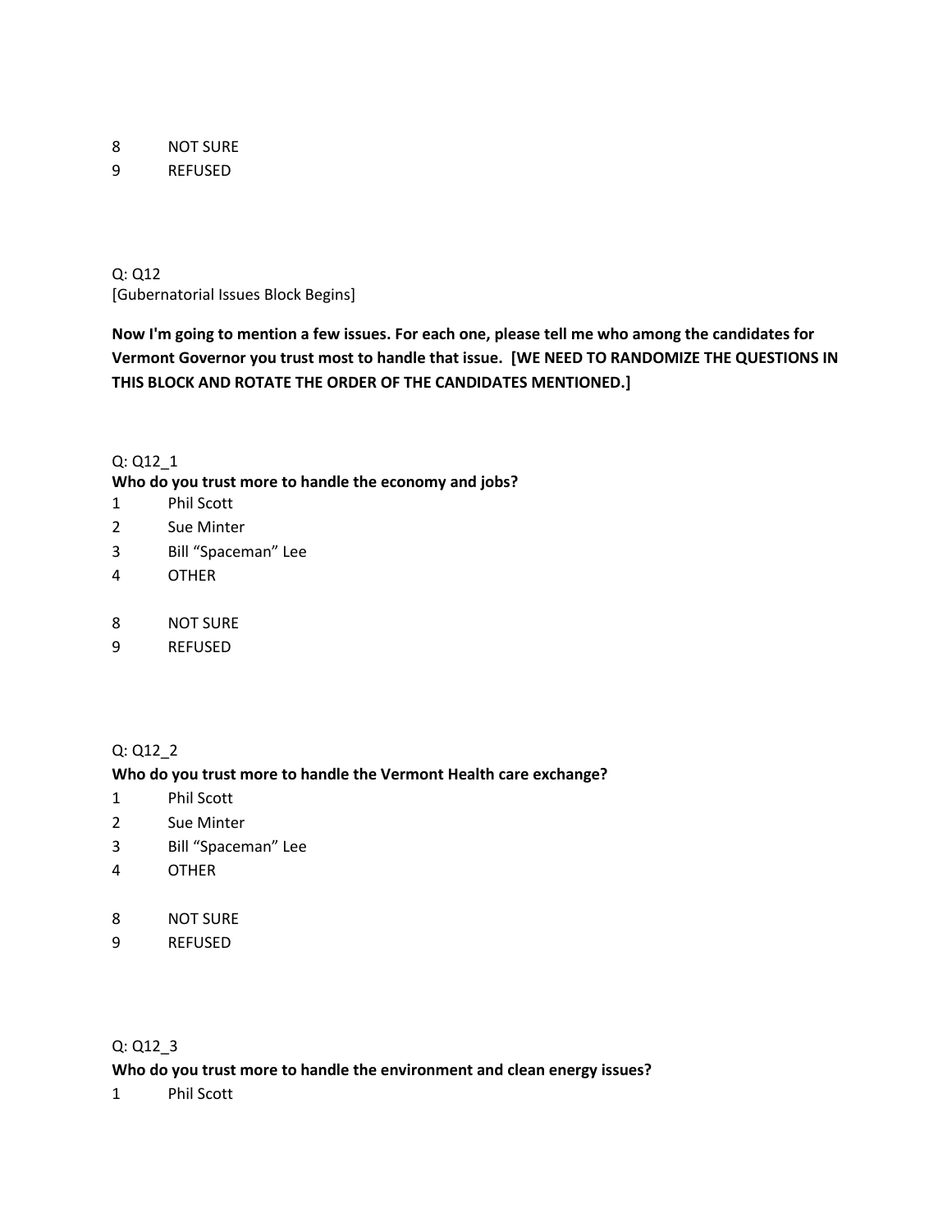8 NOT SURE
9 REFUSED

Q: Q12
[Gubernatorial Issues Block Begins]

**Now I'm going to mention a few issues. For each one, please tell me who among the candidates for Vermont Governor you trust most to handle that issue. [WE NEED TO RANDOMIZE THE QUESTIONS IN THIS BLOCK AND ROTATE THE ORDER OF THE CANDIDATES MENTIONED.]**

Q: Q12_1
**Who do you trust more to handle the economy and jobs?**
1 Phil Scott
2 Sue Minter
3 Bill “Spaceman” Lee
4 OTHER

8 NOT SURE
9 REFUSED

Q: Q12_2
**Who do you trust more to handle the Vermont Health care exchange?**
1 Phil Scott
2 Sue Minter
3 Bill “Spaceman” Lee
4 OTHER

8 NOT SURE
9 REFUSED

Q: Q12_3
**Who do you trust more to handle the environment and clean energy issues?**
1 Phil Scott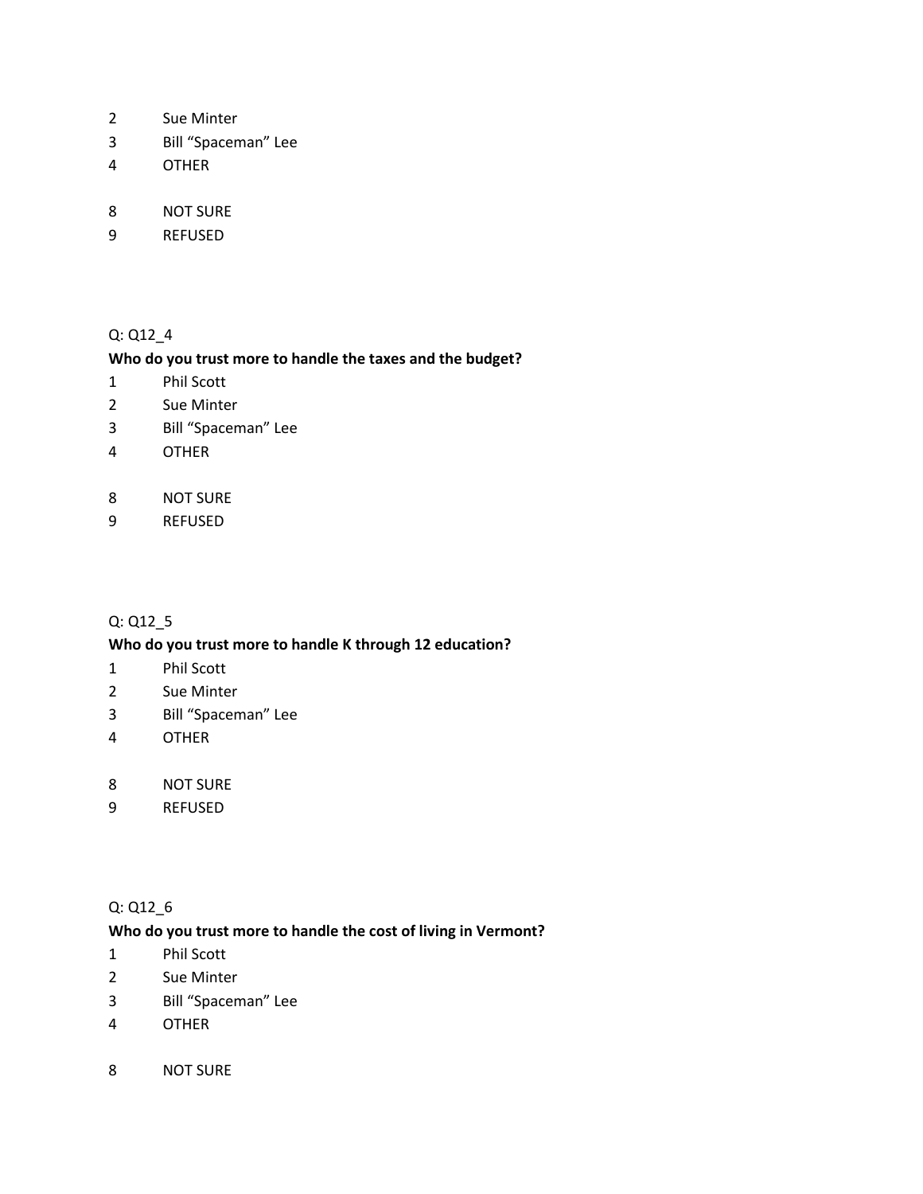2 Sue Minter
3 Bill "Spaceman" Lee
4 OTHER

8 NOT SURE
9 REFUSED

Q: Q12_4

**Who do you trust more to handle the taxes and the budget?**

1 Phil Scott
2 Sue Minter
3 Bill "Spaceman" Lee
4 OTHER

8 NOT SURE
9 REFUSED

Q: Q12_5

**Who do you trust more to handle K through 12 education?**

1 Phil Scott
2 Sue Minter
3 Bill "Spaceman" Lee
4 OTHER

8 NOT SURE
9 REFUSED

Q: Q12_6

**Who do you trust more to handle the cost of living in Vermont?**

1 Phil Scott
2 Sue Minter
3 Bill "Spaceman" Lee
4 OTHER

8 NOT SURE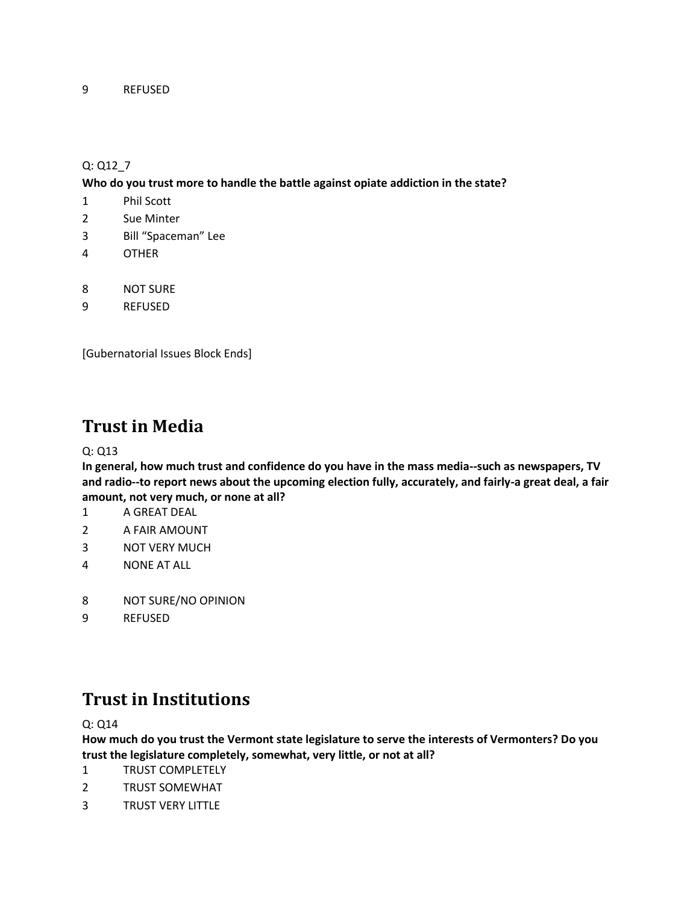9	REFUSED

Q: Q12_7

**Who do you trust more to handle the battle against opiate addiction in the state?**

1	Phil Scott
2	Sue Minter
3	Bill “Spaceman” Lee
4	OTHER

8	NOT SURE
9	REFUSED

[Gubernatorial Issues Block Ends]

# Trust in Media

Q: Q13

**In general, how much trust and confidence do you have in the mass media--such as newspapers, TV and radio--to report news about the upcoming election fully, accurately, and fairly-a great deal, a fair amount, not very much, or none at all?**

1	A GREAT DEAL
2	A FAIR AMOUNT
3	NOT VERY MUCH
4	NONE AT ALL

8	NOT SURE/NO OPINION
9	REFUSED

# Trust in Institutions

Q: Q14

**How much do you trust the Vermont state legislature to serve the interests of Vermonters? Do you trust the legislature completely, somewhat, very little, or not at all?**

1	TRUST COMPLETELY
2	TRUST SOMEWHAT
3	TRUST VERY LITTLE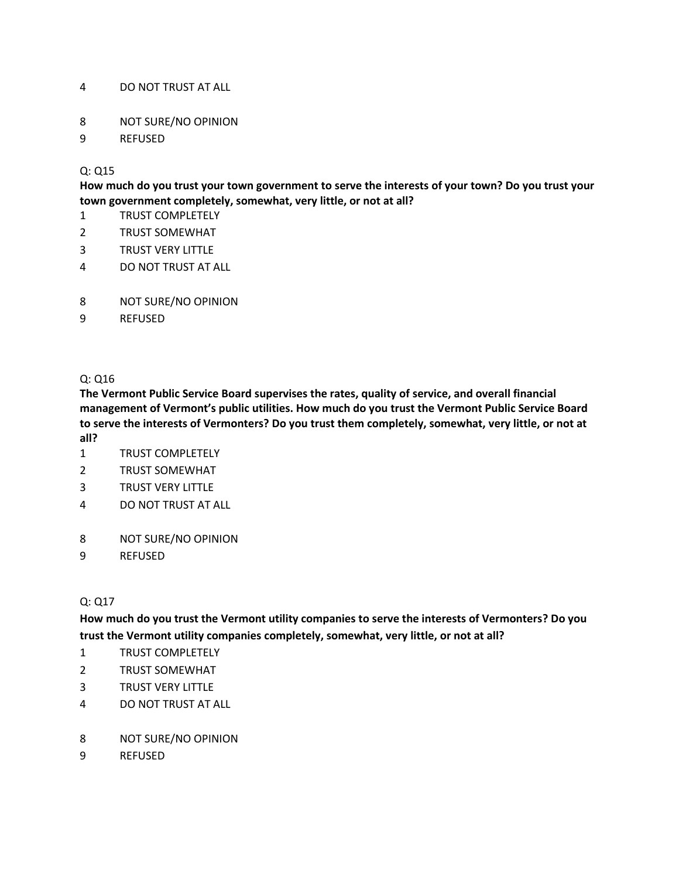4 DO NOT TRUST AT ALL

8 NOT SURE/NO OPINION
9 REFUSED

Q: Q15

**How much do you trust your town government to serve the interests of your town? Do you trust your town government completely, somewhat, very little, or not at all?**

1 TRUST COMPLETELY
2 TRUST SOMEWHAT
3 TRUST VERY LITTLE
4 DO NOT TRUST AT ALL

8 NOT SURE/NO OPINION
9 REFUSED

Q: Q16

**The Vermont Public Service Board supervises the rates, quality of service, and overall financial management of Vermont's public utilities. How much do you trust the Vermont Public Service Board to serve the interests of Vermonters? Do you trust them completely, somewhat, very little, or not at all?**

1 TRUST COMPLETELY
2 TRUST SOMEWHAT
3 TRUST VERY LITTLE
4 DO NOT TRUST AT ALL

8 NOT SURE/NO OPINION
9 REFUSED

Q: Q17

**How much do you trust the Vermont utility companies to serve the interests of Vermonters? Do you trust the Vermont utility companies completely, somewhat, very little, or not at all?**

1 TRUST COMPLETELY
2 TRUST SOMEWHAT
3 TRUST VERY LITTLE
4 DO NOT TRUST AT ALL

8 NOT SURE/NO OPINION
9 REFUSED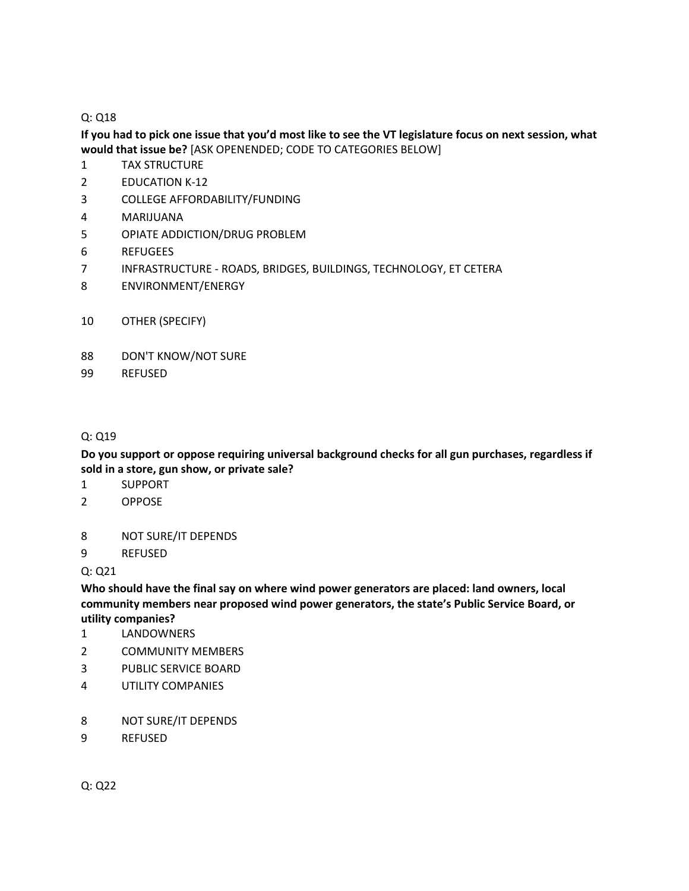Q: Q18

**If you had to pick one issue that you'd most like to see the VT legislature focus on next session, what would that issue be?** [ASK OPENENDED; CODE TO CATEGORIES BELOW]

1 TAX STRUCTURE
2 EDUCATION K-12
3 COLLEGE AFFORDABILITY/FUNDING
4 MARIJUANA
5 OPIATE ADDICTION/DRUG PROBLEM
6 REFUGEES
7 INFRASTRUCTURE - ROADS, BRIDGES, BUILDINGS, TECHNOLOGY, ET CETERA
8 ENVIRONMENT/ENERGY

10 OTHER (SPECIFY)

88 DON'T KNOW/NOT SURE
99 REFUSED

Q: Q19

**Do you support or oppose requiring universal background checks for all gun purchases, regardless if sold in a store, gun show, or private sale?**

1 SUPPORT
2 OPPOSE

8 NOT SURE/IT DEPENDS
9 REFUSED

Q: Q21

**Who should have the final say on where wind power generators are placed: land owners, local community members near proposed wind power generators, the state's Public Service Board, or utility companies?**

1 LANDOWNERS
2 COMMUNITY MEMBERS
3 PUBLIC SERVICE BOARD
4 UTILITY COMPANIES

8 NOT SURE/IT DEPENDS
9 REFUSED

Q: Q22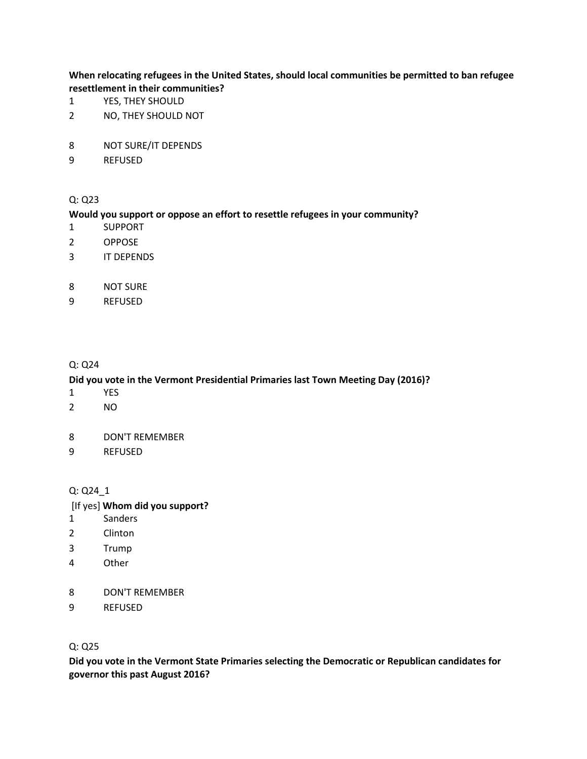**When relocating refugees in the United States, should local communities be permitted to ban refugee resettlement in their communities?**

1 YES, THEY SHOULD
2 NO, THEY SHOULD NOT

8 NOT SURE/IT DEPENDS
9 REFUSED

Q: Q23

**Would you support or oppose an effort to resettle refugees in your community?**

1 SUPPORT
2 OPPOSE
3 IT DEPENDS

8 NOT SURE
9 REFUSED

Q: Q24

**Did you vote in the Vermont Presidential Primaries last Town Meeting Day (2016)?**

1 YES
2 NO

8 DON'T REMEMBER
9 REFUSED

Q: Q24_1

[If yes] **Whom did you support?**

1 Sanders
2 Clinton
3 Trump
4 Other

8 DON'T REMEMBER
9 REFUSED

Q: Q25

**Did you vote in the Vermont State Primaries selecting the Democratic or Republican candidates for governor this past August 2016?**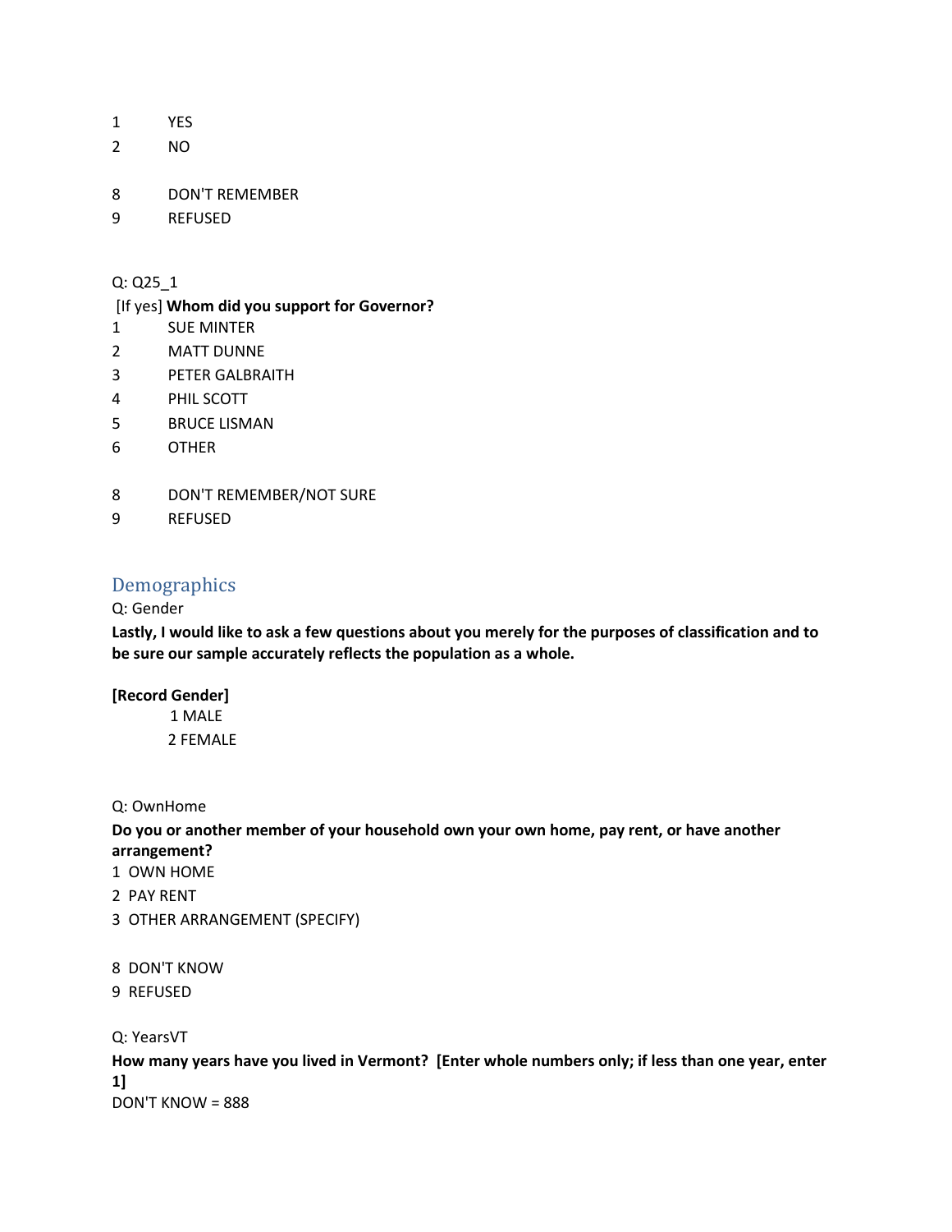1 YES
2 NO

8 DON'T REMEMBER
9 REFUSED

Q: Q25_1

[If yes] **Whom did you support for Governor?**

1 SUE MINTER
2 MATT DUNNE
3 PETER GALBRAITH
4 PHIL SCOTT
5 BRUCE LISMAN
6 OTHER

8 DON'T REMEMBER/NOT SURE
9 REFUSED

## Demographics

Q: Gender

**Lastly, I would like to ask a few questions about you merely for the purposes of classification and to be sure our sample accurately reflects the population as a whole.**

**[Record Gender]**

1 MALE
2 FEMALE

Q: OwnHome

**Do you or another member of your household own your own home, pay rent, or have another arrangement?**

1 OWN HOME
2 PAY RENT
3 OTHER ARRANGEMENT (SPECIFY)

8 DON'T KNOW
9 REFUSED

Q: YearsVT

**How many years have you lived in Vermont? [Enter whole numbers only; if less than one year, enter 1]**

DON'T KNOW = 888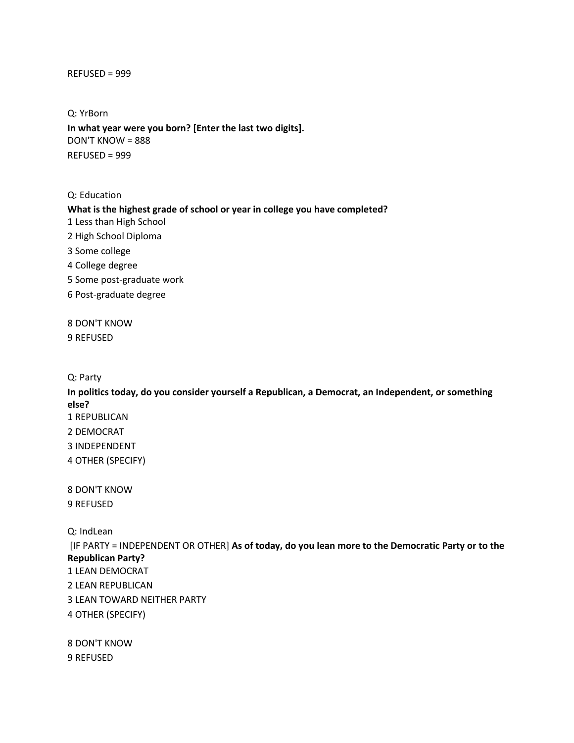REFUSED = 999

Q: YrBorn

**In what year were you born? [Enter the last two digits].**

DON'T KNOW = 888

REFUSED = 999

Q: Education

**What is the highest grade of school or year in college you have completed?**

1 Less than High School

2 High School Diploma

3 Some college

4 College degree

5 Some post-graduate work

6 Post-graduate degree

8 DON'T KNOW

9 REFUSED

Q: Party

**In politics today, do you consider yourself a Republican, a Democrat, an Independent, or something else?**

1 REPUBLICAN

2 DEMOCRAT

3 INDEPENDENT

4 OTHER (SPECIFY)

8 DON'T KNOW

9 REFUSED

Q: IndLean

[IF PARTY = INDEPENDENT OR OTHER] **As of today, do you lean more to the Democratic Party or to the Republican Party?**

1 LEAN DEMOCRAT

2 LEAN REPUBLICAN

3 LEAN TOWARD NEITHER PARTY

4 OTHER (SPECIFY)

8 DON'T KNOW

9 REFUSED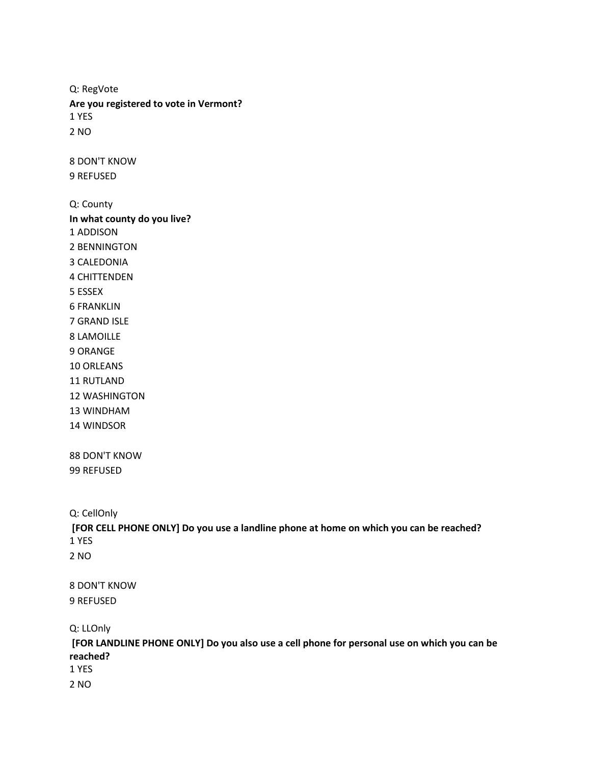Q: RegVote

**Are you registered to vote in Vermont?**

1 YES

2 NO

8 DON'T KNOW

9 REFUSED

Q: County

**In what county do you live?**

1 ADDISON

2 BENNINGTON

3 CALEDONIA

4 CHITTENDEN

5 ESSEX

6 FRANKLIN

7 GRAND ISLE

8 LAMOILLE

9 ORANGE

10 ORLEANS

11 RUTLAND

12 WASHINGTON

13 WINDHAM

14 WINDSOR

88 DON'T KNOW

99 REFUSED

Q: CellOnly

**[FOR CELL PHONE ONLY] Do you use a landline phone at home on which you can be reached?**

1 YES

2 NO

8 DON'T KNOW

9 REFUSED

Q: LLOnly

**[FOR LANDLINE PHONE ONLY] Do you also use a cell phone for personal use on which you can be reached?**

1 YES

2 NO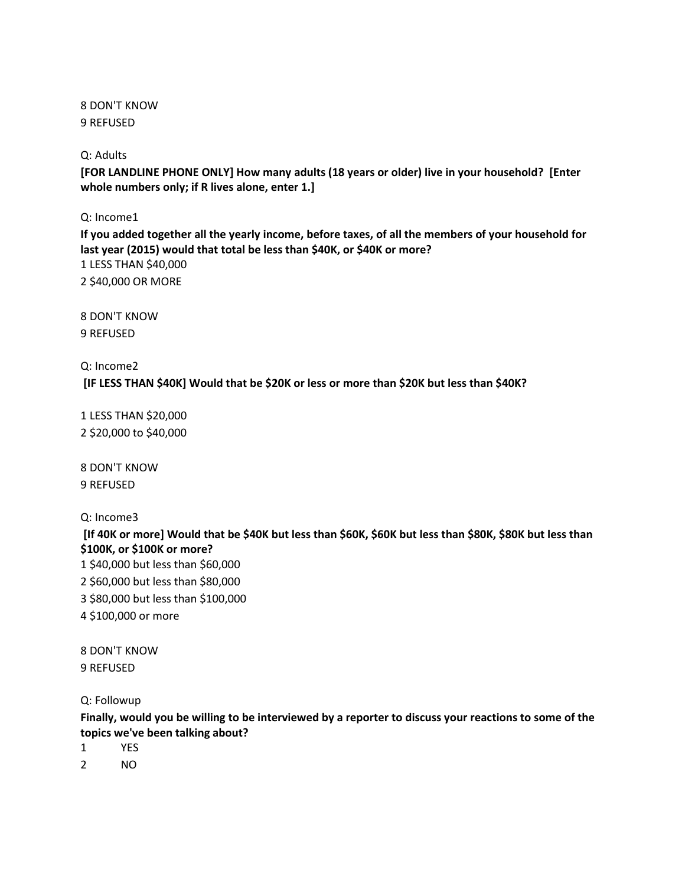8 DON'T KNOW
9 REFUSED

Q: Adults

**[FOR LANDLINE PHONE ONLY] How many adults (18 years or older) live in your household? [Enter whole numbers only; if R lives alone, enter 1.]**

Q: Income1

**If you added together all the yearly income, before taxes, of all the members of your household for last year (2015) would that total be less than $40K, or $40K or more?**

1 LESS THAN $40,000
2 $40,000 OR MORE

8 DON'T KNOW
9 REFUSED

Q: Income2

**[IF LESS THAN $40K] Would that be $20K or less or more than $20K but less than $40K?**

1 LESS THAN $20,000
2 $20,000 to $40,000

8 DON'T KNOW
9 REFUSED

Q: Income3

**[If 40K or more] Would that be $40K but less than $60K, $60K but less than $80K, $80K but less than $100K, or $100K or more?**

1 $40,000 but less than $60,000
2 $60,000 but less than $80,000
3 $80,000 but less than $100,000
4 $100,000 or more

8 DON'T KNOW
9 REFUSED

Q: Followup

**Finally, would you be willing to be interviewed by a reporter to discuss your reactions to some of the topics we've been talking about?**

1 YES
2 NO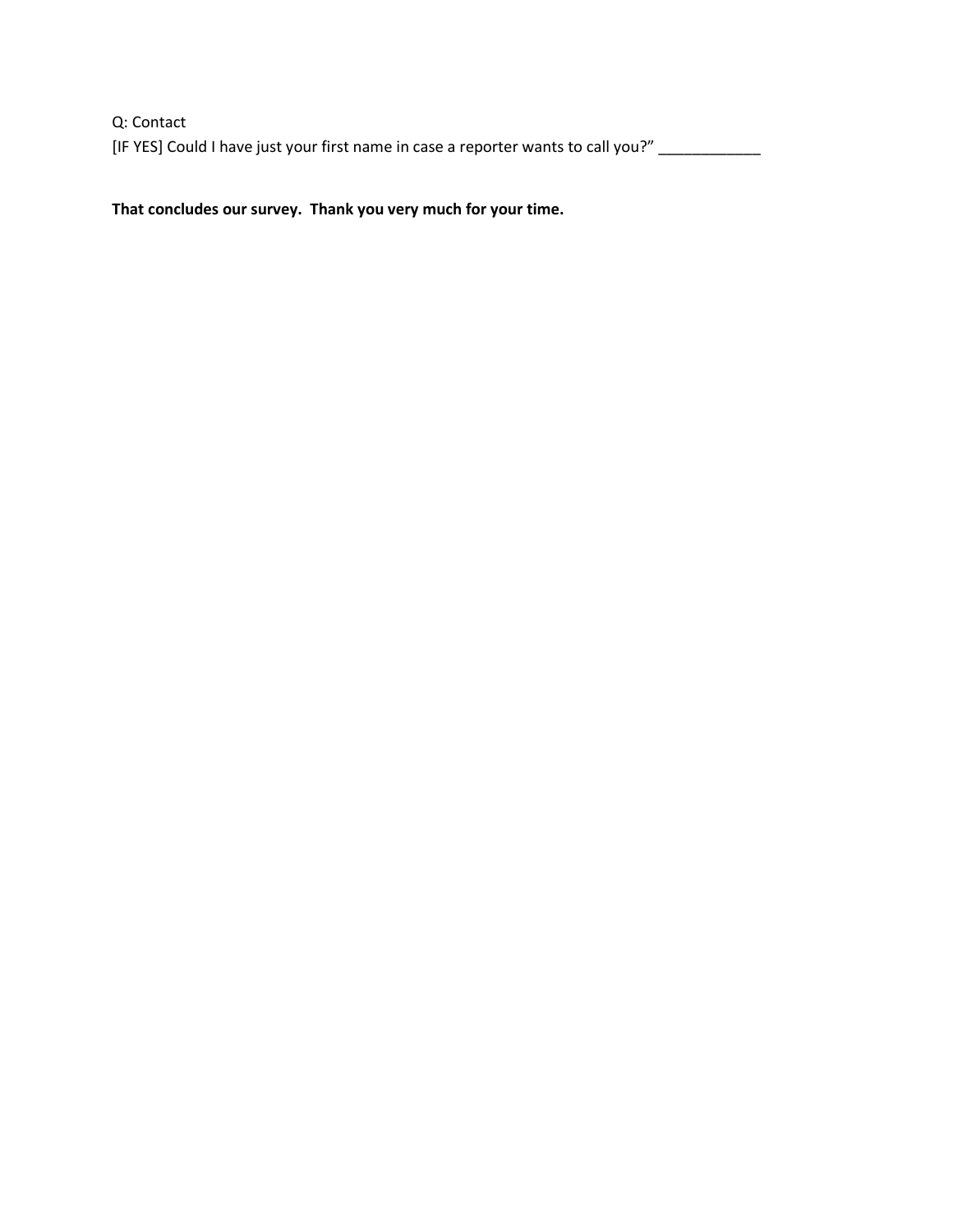Q: Contact

[IF YES] Could I have just your first name in case a reporter wants to call you?" ____________

**That concludes our survey. Thank you very much for your time.**